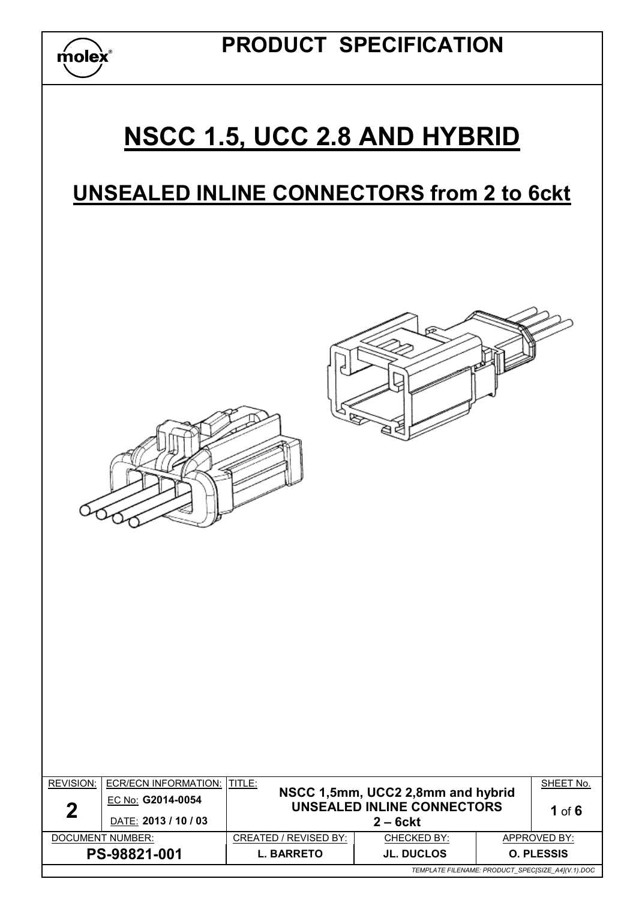# PRODUCT SPECIFICATION

# NSCC 1.5, UCC 2.8 AND HYBRID

## UNSEALED INLINE CONNECTORS from 2 to 6ckt

| REVISION: | ECR/ECN INFORMATION: | TITLE: | | | SHEET No. |
|---|---|---|---|---|---|
| **2** | EC No: **G2014-0054** DATE: **2013 / 10 / 03** | **NSCC 1,5mm, UCC2 2,8mm and hybrid UNSEALED INLINE CONNECTORS 2 – 6ckt** | | | **1** of **6** |
| DOCUMENT NUMBER: | | CREATED / REVISED BY: | CHECKED BY: | APPROVED BY: | |
| **PS-98821-001** | | **L. BARRETO** | **JL. DUCLOS** | **O. PLESSIS** | |

*TEMPLATE FILENAME: PRODUCT_SPEC[SIZE_A4](V.1).DOC*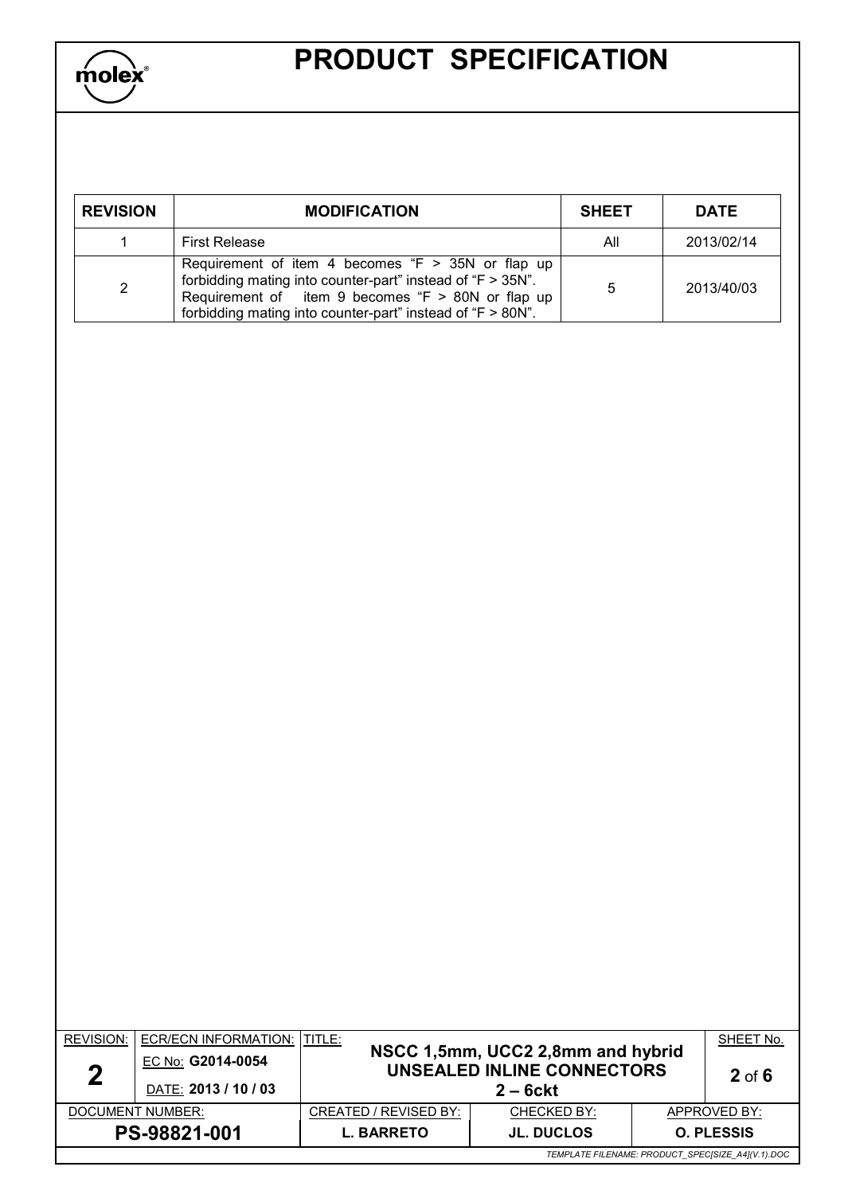| REVISION | MODIFICATION | SHEET | DATE |
|---|---|---|---|
| 1 | First Release | All | 2013/02/14 |
| 2 | Requirement of item 4 becomes "F > 35N or flap up forbidding mating into counter-part" instead of "F > 35N". Requirement of item 9 becomes "F > 80N or flap up forbidding mating into counter-part" instead of "F > 80N". | 5 | 2013/40/03 |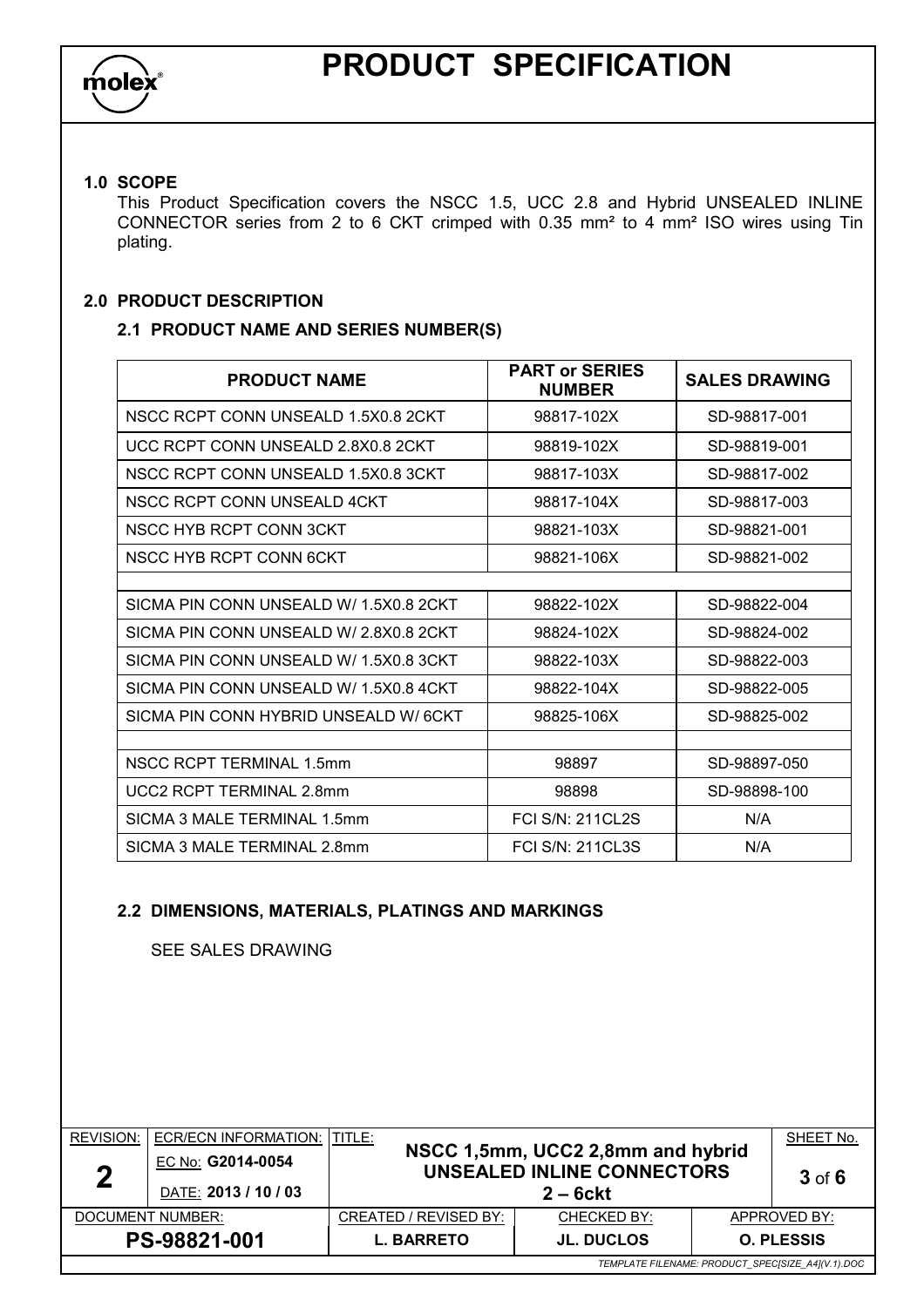## 1.0 SCOPE

This Product Specification covers the NSCC 1.5, UCC 2.8 and Hybrid UNSEALED INLINE CONNECTOR series from 2 to 6 CKT crimped with 0.35 mm² to 4 mm² ISO wires using Tin plating.

## 2.0 PRODUCT DESCRIPTION

### 2.1 PRODUCT NAME AND SERIES NUMBER(S)

| PRODUCT NAME | PART or SERIES NUMBER | SALES DRAWING |
|---|---|---|
| NSCC RCPT CONN UNSEALD 1.5X0.8 2CKT | 98817-102X | SD-98817-001 |
| UCC RCPT CONN UNSEALD 2.8X0.8 2CKT | 98819-102X | SD-98819-001 |
| NSCC RCPT CONN UNSEALD 1.5X0.8 3CKT | 98817-103X | SD-98817-002 |
| NSCC RCPT CONN UNSEALD 4CKT | 98817-104X | SD-98817-003 |
| NSCC HYB RCPT CONN 3CKT | 98821-103X | SD-98821-001 |
| NSCC HYB RCPT CONN 6CKT | 98821-106X | SD-98821-002 |
| | | |
| SICMA PIN CONN UNSEALD W/ 1.5X0.8 2CKT | 98822-102X | SD-98822-004 |
| SICMA PIN CONN UNSEALD W/ 2.8X0.8 2CKT | 98824-102X | SD-98824-002 |
| SICMA PIN CONN UNSEALD W/ 1.5X0.8 3CKT | 98822-103X | SD-98822-003 |
| SICMA PIN CONN UNSEALD W/ 1.5X0.8 4CKT | 98822-104X | SD-98822-005 |
| SICMA PIN CONN HYBRID UNSEALD W/ 6CKT | 98825-106X | SD-98825-002 |
| | | |
| NSCC RCPT TERMINAL 1.5mm | 98897 | SD-98897-050 |
| UCC2 RCPT TERMINAL 2.8mm | 98898 | SD-98898-100 |
| SICMA 3 MALE TERMINAL 1.5mm | FCI S/N: 211CL2S | N/A |
| SICMA 3 MALE TERMINAL 2.8mm | FCI S/N: 211CL3S | N/A |

### 2.2 DIMENSIONS, MATERIALS, PLATINGS AND MARKINGS

SEE SALES DRAWING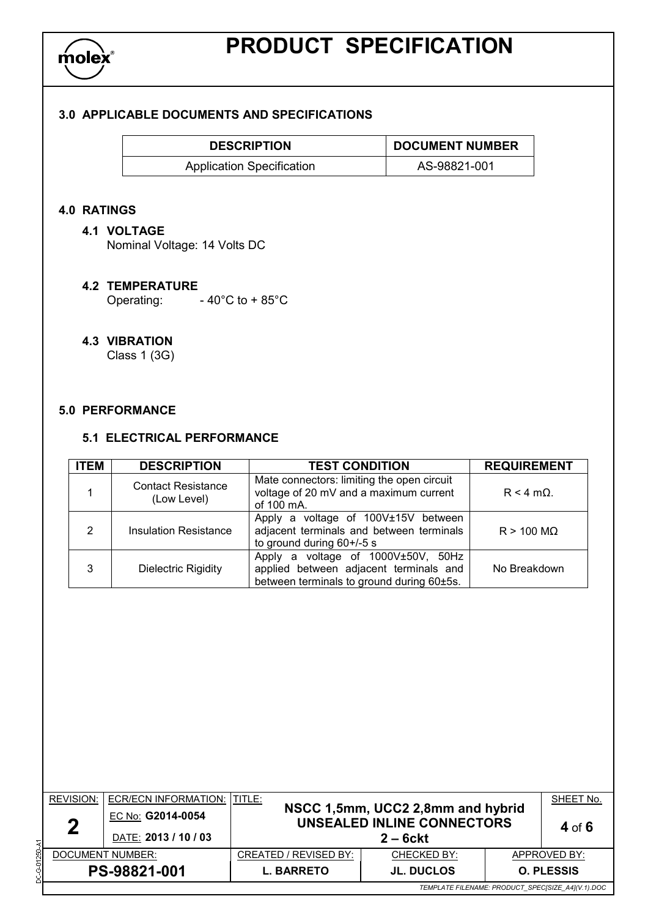## 3.0 APPLICABLE DOCUMENTS AND SPECIFICATIONS

| DESCRIPTION | DOCUMENT NUMBER |
|---|---|
| Application Specification | AS-98821-001 |

## 4.0 RATINGS

### 4.1 VOLTAGE

Nominal Voltage: 14 Volts DC

### 4.2 TEMPERATURE

Operating: - 40°C to + 85°C

### 4.3 VIBRATION

Class 1 (3G)

## 5.0 PERFORMANCE

### 5.1 ELECTRICAL PERFORMANCE

| ITEM | DESCRIPTION | TEST CONDITION | REQUIREMENT |
|---|---|---|---|
| 1 | Contact Resistance (Low Level) | Mate connectors: limiting the open circuit voltage of 20 mV and a maximum current of 100 mA. | R < 4 mΩ. |
| 2 | Insulation Resistance | Apply a voltage of 100V±15V between adjacent terminals and between terminals to ground during 60+/-5 s | R > 100 MΩ |
| 3 | Dielectric Rigidity | Apply a voltage of 1000V±50V, 50Hz applied between adjacent terminals and between terminals to ground during 60±5s. | No Breakdown |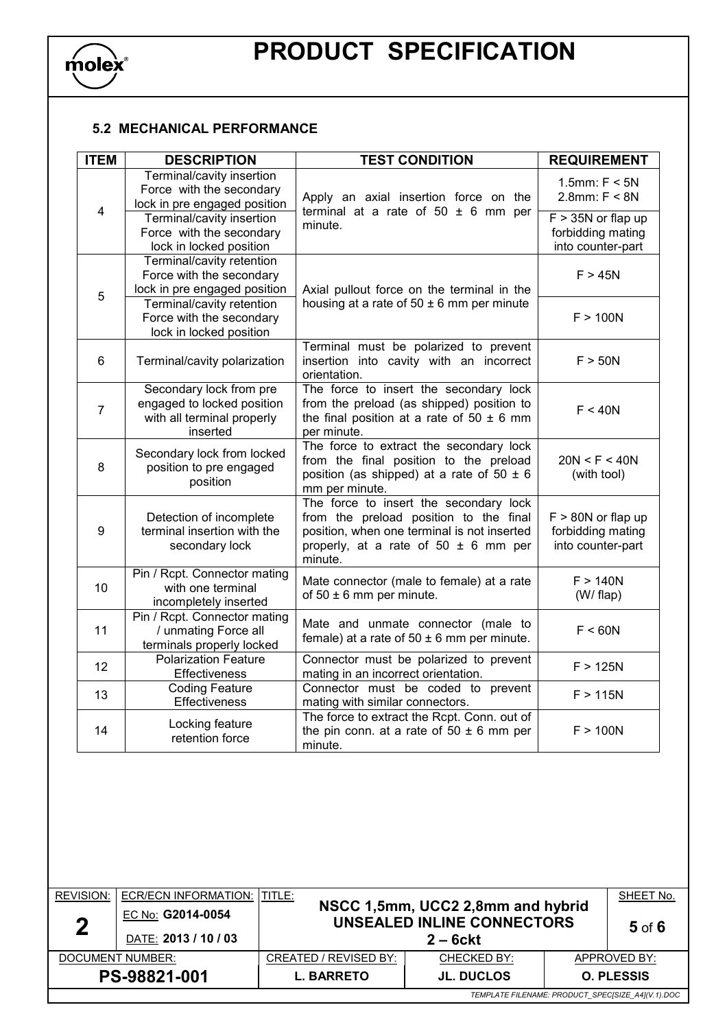### 5.2 MECHANICAL PERFORMANCE

| ITEM | DESCRIPTION | TEST CONDITION | REQUIREMENT |
|---|---|---|---|
| 4 | Terminal/cavity insertion Force with the secondary lock in pre engaged position | Apply an axial insertion force on the terminal at a rate of 50 ± 6 mm per minute. | 1.5mm: F < 5N<br>2.8mm: F < 8N |
| | Terminal/cavity insertion Force with the secondary lock in locked position | | F > 35N or flap up forbidding mating into counter-part |
| 5 | Terminal/cavity retention Force with the secondary lock in pre engaged position | Axial pullout force on the terminal in the housing at a rate of 50 ± 6 mm per minute | F > 45N |
| | Terminal/cavity retention Force with the secondary lock in locked position | | F > 100N |
| 6 | Terminal/cavity polarization | Terminal must be polarized to prevent insertion into cavity with an incorrect orientation. | F > 50N |
| 7 | Secondary lock from pre engaged to locked position with all terminal properly inserted | The force to insert the secondary lock from the preload (as shipped) position to the final position at a rate of 50 ± 6 mm per minute. | F < 40N |
| 8 | Secondary lock from locked position to pre engaged position | The force to extract the secondary lock from the final position to the preload position (as shipped) at a rate of 50 ± 6 mm per minute. | 20N < F < 40N (with tool) |
| 9 | Detection of incomplete terminal insertion with the secondary lock | The force to insert the secondary lock from the preload position to the final position, when one terminal is not inserted properly, at a rate of 50 ± 6 mm per minute. | F > 80N or flap up forbidding mating into counter-part |
| 10 | Pin / Rcpt. Connector mating with one terminal incompletely inserted | Mate connector (male to female) at a rate of 50 ± 6 mm per minute. | F > 140N (W/ flap) |
| 11 | Pin / Rcpt. Connector mating / unmating Force all terminals properly locked | Mate and unmate connector (male to female) at a rate of 50 ± 6 mm per minute. | F < 60N |
| 12 | Polarization Feature Effectiveness | Connector must be polarized to prevent mating in an incorrect orientation. | F > 125N |
| 13 | Coding Feature Effectiveness | Connector must be coded to prevent mating with similar connectors. | F > 115N |
| 14 | Locking feature retention force | The force to extract the Rcpt. Conn. out of the pin conn. at a rate of 50 ± 6 mm per minute. | F > 100N |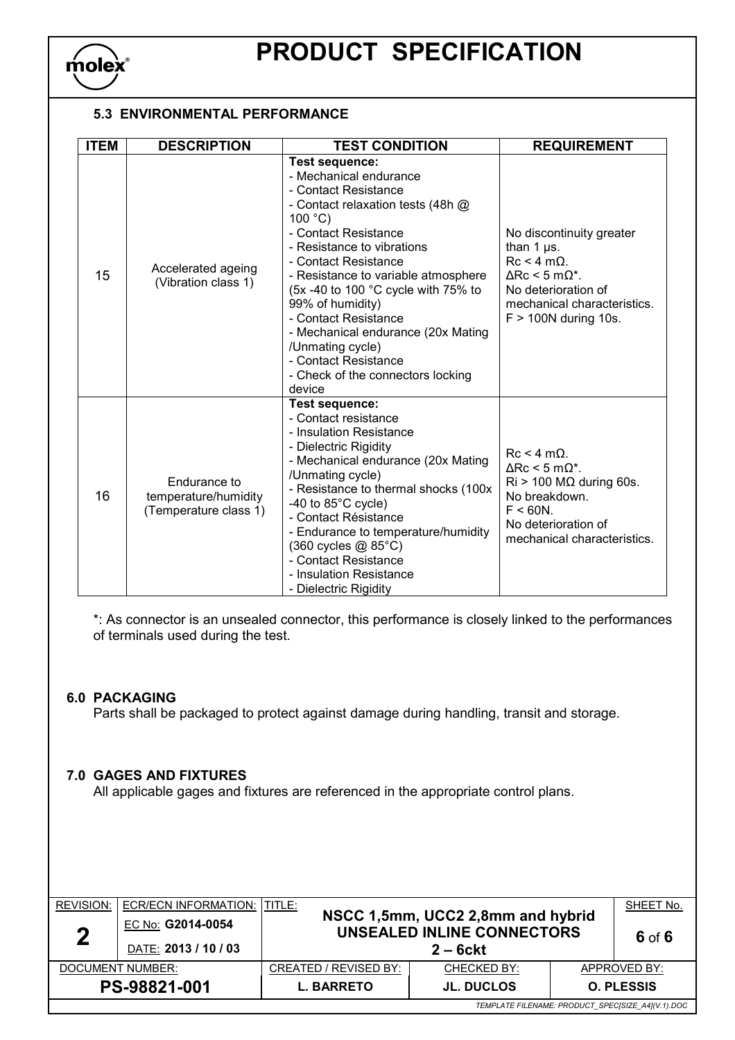### 5.3 ENVIRONMENTAL PERFORMANCE

| ITEM | DESCRIPTION | TEST CONDITION | REQUIREMENT |
|---|---|---|---|
| 15 | Accelerated ageing (Vibration class 1) | **Test sequence:**<br>- Mechanical endurance<br>- Contact Resistance<br>- Contact relaxation tests (48h @ 100 °C)<br>- Contact Resistance<br>- Resistance to vibrations<br>- Contact Resistance<br>- Resistance to variable atmosphere (5x -40 to 100 °C cycle with 75% to 99% of humidity)<br>- Contact Resistance<br>- Mechanical endurance (20x Mating /Unmating cycle)<br>- Contact Resistance<br>- Check of the connectors locking device | No discontinuity greater than 1 µs.<br>$Rc < 4\ m\Omega$.<br>$\Delta Rc < 5\ m\Omega$*.<br>No deterioration of mechanical characteristics.<br>F > 100N during 10s. |
| 16 | Endurance to temperature/humidity (Temperature class 1) | **Test sequence:**<br>- Contact resistance<br>- Insulation Resistance<br>- Dielectric Rigidity<br>- Mechanical endurance (20x Mating /Unmating cycle)<br>- Resistance to thermal shocks (100x -40 to 85°C cycle)<br>- Contact Résistance<br>- Endurance to temperature/humidity (360 cycles @ 85°C)<br>- Contact Resistance<br>- Insulation Resistance<br>- Dielectric Rigidity | $Rc < 4\ m\Omega$.<br>$\Delta Rc < 5\ m\Omega$*.<br>$Ri > 100\ M\Omega$ during 60s.<br>No breakdown.<br>F < 60N.<br>No deterioration of mechanical characteristics. |

*: As connector is an unsealed connector, this performance is closely linked to the performances of terminals used during the test.

### 6.0 PACKAGING

Parts shall be packaged to protect against damage during handling, transit and storage.

### 7.0 GAGES AND FIXTURES

All applicable gages and fixtures are referenced in the appropriate control plans.